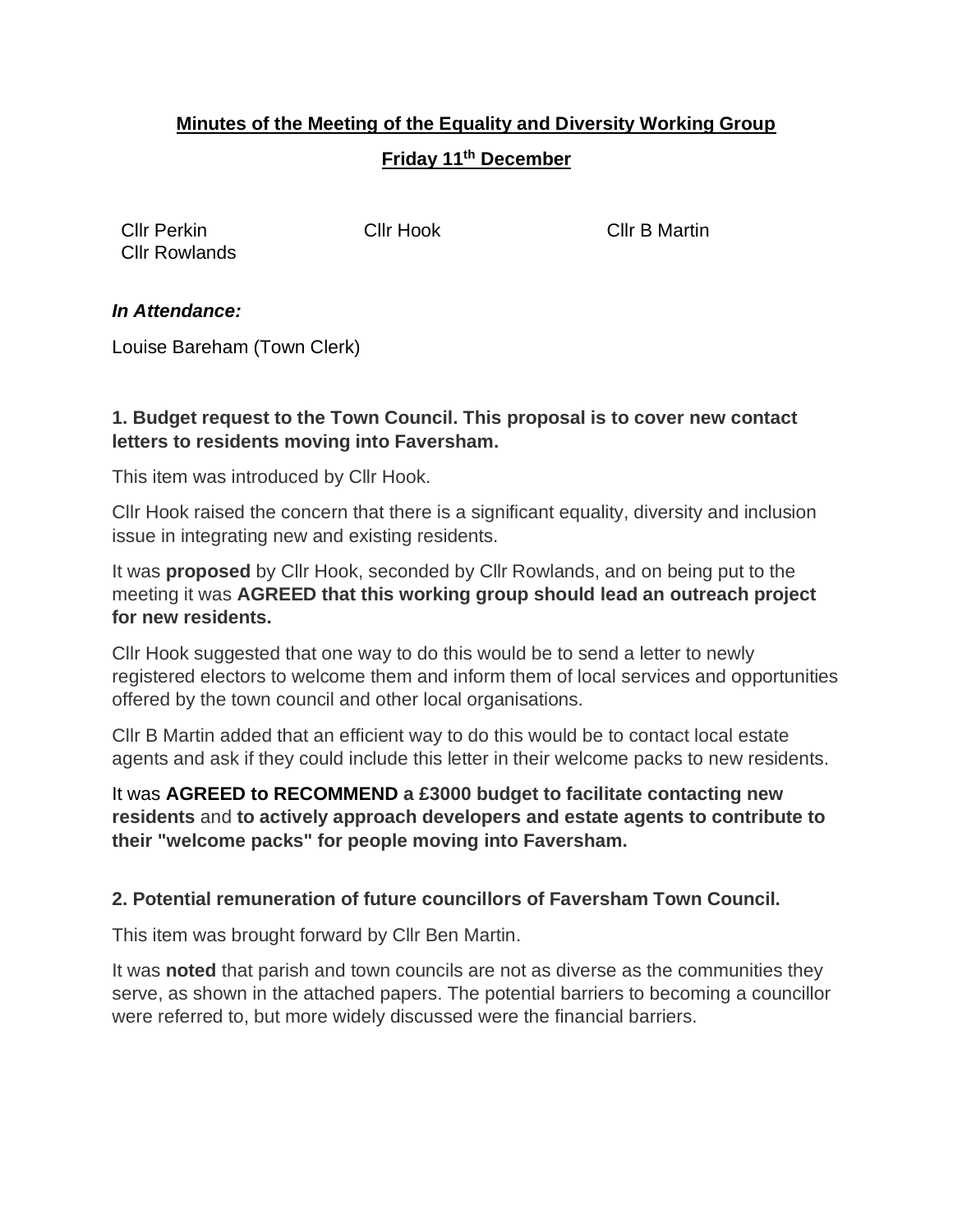**Minutes of the Meeting of the Equality and Diversity Working Group**

**Friday 11th December**

Cllr Perkin Cllr Hook Cllr B Martin
Cllr Rowlands

***In Attendance:***

Louise Bareham (Town Clerk)

**1. Budget request to the Town Council. This proposal is to cover new contact letters to residents moving into Faversham.**

This item was introduced by Cllr Hook.

Cllr Hook raised the concern that there is a significant equality, diversity and inclusion issue in integrating new and existing residents.

It was **proposed** by Cllr Hook, seconded by Cllr Rowlands, and on being put to the meeting it was **AGREED that this working group should lead an outreach project for new residents.**

Cllr Hook suggested that one way to do this would be to send a letter to newly registered electors to welcome them and inform them of local services and opportunities offered by the town council and other local organisations.

Cllr B Martin added that an efficient way to do this would be to contact local estate agents and ask if they could include this letter in their welcome packs to new residents.

It was **AGREED to RECOMMEND a £3000 budget to facilitate contacting new residents** and **to actively approach developers and estate agents to contribute to their "welcome packs" for people moving into Faversham.**

**2. Potential remuneration of future councillors of Faversham Town Council.**

This item was brought forward by Cllr Ben Martin.

It was **noted** that parish and town councils are not as diverse as the communities they serve, as shown in the attached papers. The potential barriers to becoming a councillor were referred to, but more widely discussed were the financial barriers.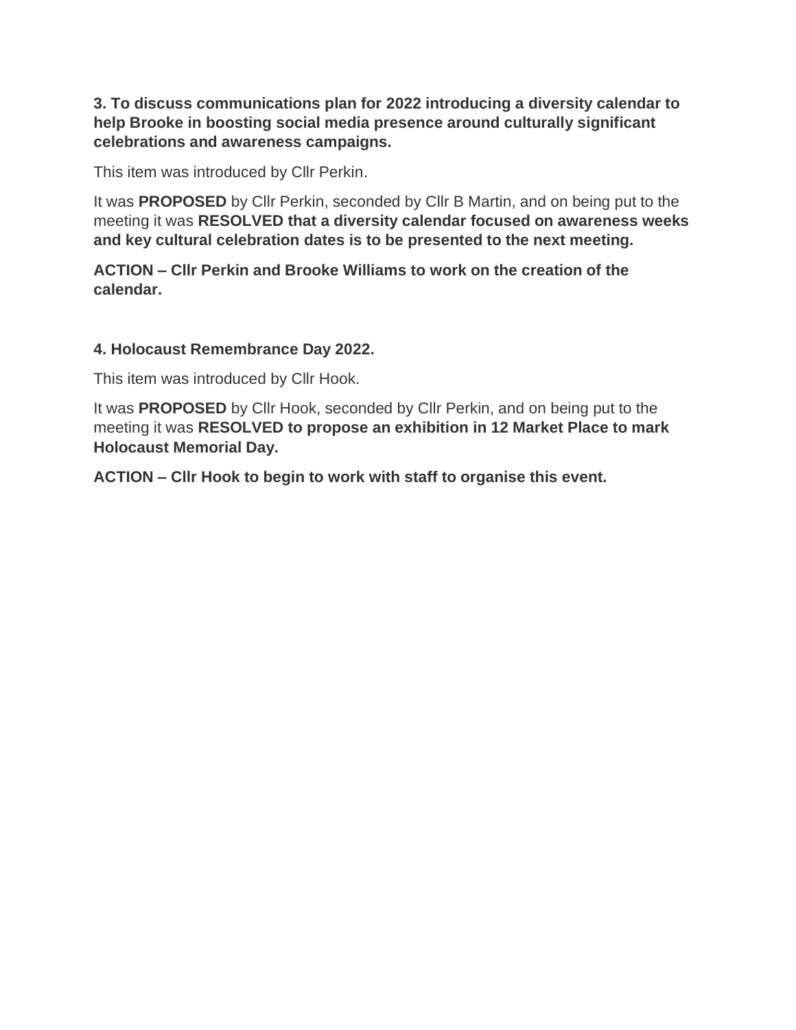**3. To discuss communications plan for 2022 introducing a diversity calendar to help Brooke in boosting social media presence around culturally significant celebrations and awareness campaigns.**

This item was introduced by Cllr Perkin.

It was **PROPOSED** by Cllr Perkin, seconded by Cllr B Martin, and on being put to the meeting it was **RESOLVED that a diversity calendar focused on awareness weeks and key cultural celebration dates is to be presented to the next meeting.**

**ACTION – Cllr Perkin and Brooke Williams to work on the creation of the calendar.**

**4. Holocaust Remembrance Day 2022.**

This item was introduced by Cllr Hook.

It was **PROPOSED** by Cllr Hook, seconded by Cllr Perkin, and on being put to the meeting it was **RESOLVED to propose an exhibition in 12 Market Place to mark Holocaust Memorial Day.**

**ACTION – Cllr Hook to begin to work with staff to organise this event.**